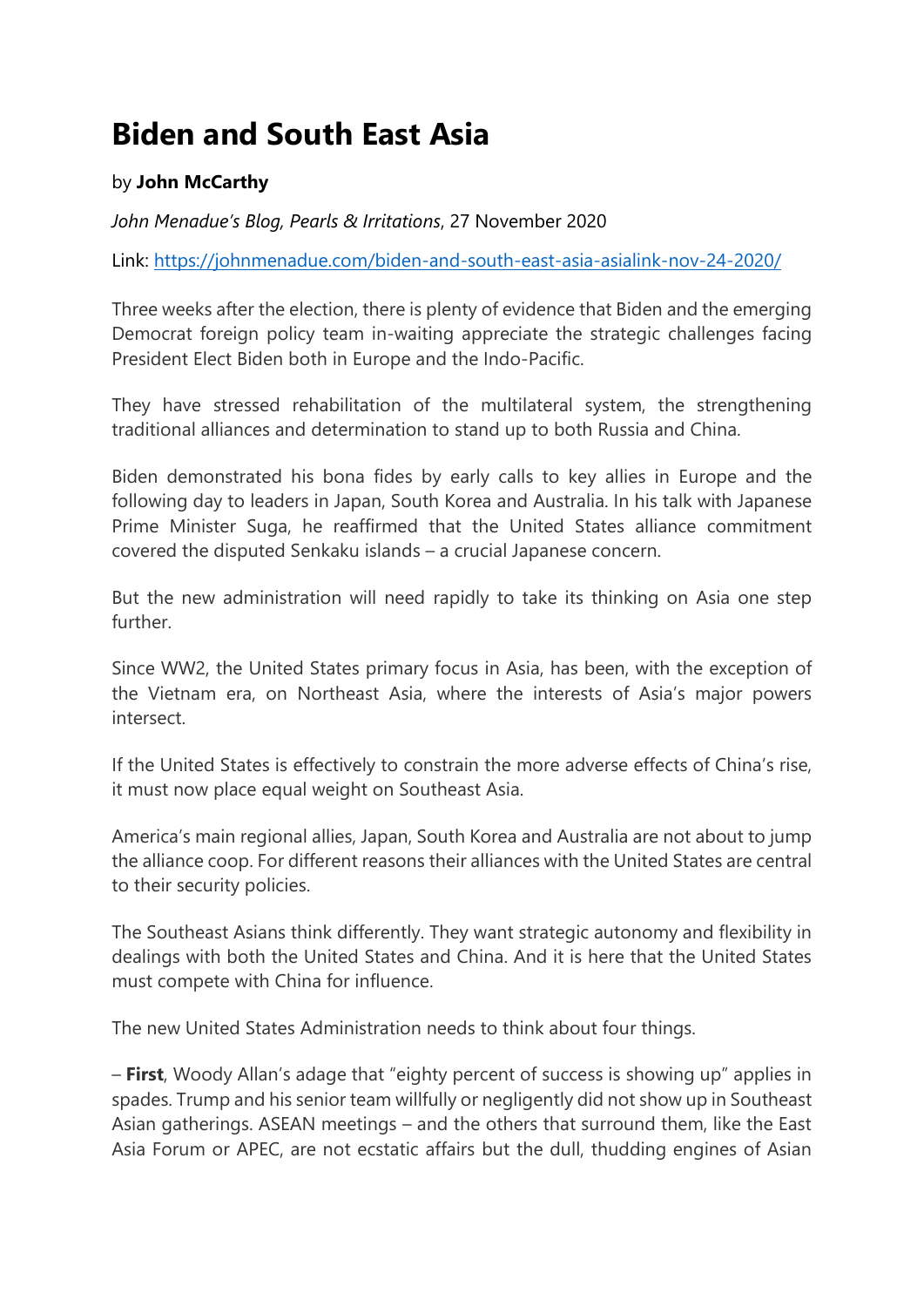# Biden and South East Asia

by **John McCarthy**

*John Menadue's Blog, Pearls & Irritations*, 27 November 2020

Link: [https://johnmenadue.com/biden-and-south-east-asia-asialink-nov-24-2020/](https://johnmenadue.com/biden-and-south-east-asia-asialink-nov-24-2020/)

Three weeks after the election, there is plenty of evidence that Biden and the emerging Democrat foreign policy team in-waiting appreciate the strategic challenges facing President Elect Biden both in Europe and the Indo-Pacific.

They have stressed rehabilitation of the multilateral system, the strengthening traditional alliances and determination to stand up to both Russia and China.

Biden demonstrated his bona fides by early calls to key allies in Europe and the following day to leaders in Japan, South Korea and Australia. In his talk with Japanese Prime Minister Suga, he reaffirmed that the United States alliance commitment covered the disputed Senkaku islands – a crucial Japanese concern.

But the new administration will need rapidly to take its thinking on Asia one step further.

Since WW2, the United States primary focus in Asia, has been, with the exception of the Vietnam era, on Northeast Asia, where the interests of Asia's major powers intersect.

If the United States is effectively to constrain the more adverse effects of China's rise, it must now place equal weight on Southeast Asia.

America's main regional allies, Japan, South Korea and Australia are not about to jump the alliance coop. For different reasons their alliances with the United States are central to their security policies.

The Southeast Asians think differently. They want strategic autonomy and flexibility in dealings with both the United States and China. And it is here that the United States must compete with China for influence.

The new United States Administration needs to think about four things.

– **First**, Woody Allan's adage that "eighty percent of success is showing up" applies in spades. Trump and his senior team willfully or negligently did not show up in Southeast Asian gatherings. ASEAN meetings – and the others that surround them, like the East Asia Forum or APEC, are not ecstatic affairs but the dull, thudding engines of Asian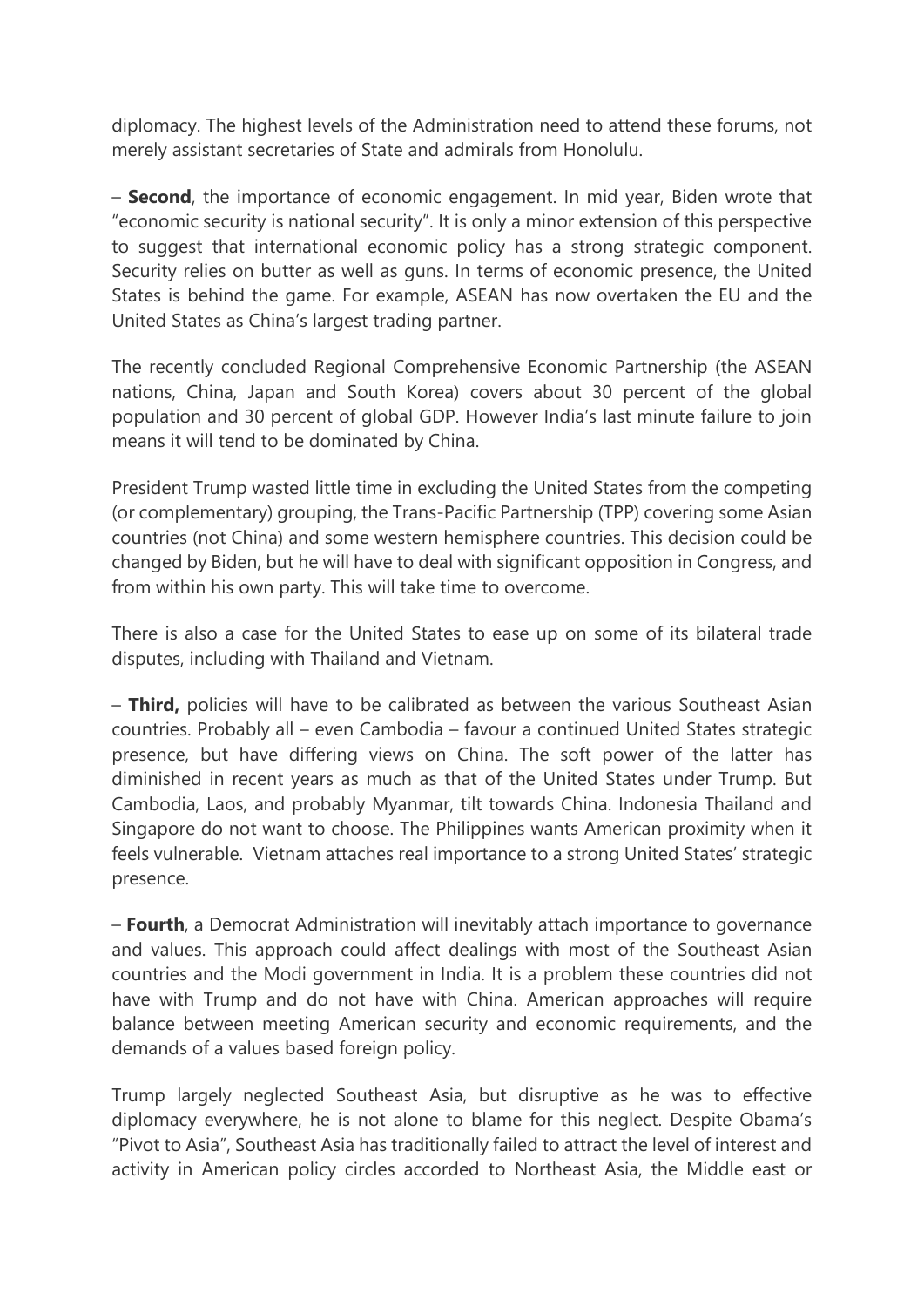diplomacy. The highest levels of the Administration need to attend these forums, not merely assistant secretaries of State and admirals from Honolulu.

– **Second**, the importance of economic engagement. In mid year, Biden wrote that "economic security is national security". It is only a minor extension of this perspective to suggest that international economic policy has a strong strategic component. Security relies on butter as well as guns. In terms of economic presence, the United States is behind the game. For example, ASEAN has now overtaken the EU and the United States as China's largest trading partner.

The recently concluded Regional Comprehensive Economic Partnership (the ASEAN nations, China, Japan and South Korea) covers about 30 percent of the global population and 30 percent of global GDP. However India's last minute failure to join means it will tend to be dominated by China.

President Trump wasted little time in excluding the United States from the competing (or complementary) grouping, the Trans-Pacific Partnership (TPP) covering some Asian countries (not China) and some western hemisphere countries. This decision could be changed by Biden, but he will have to deal with significant opposition in Congress, and from within his own party. This will take time to overcome.

There is also a case for the United States to ease up on some of its bilateral trade disputes, including with Thailand and Vietnam.

– **Third,** policies will have to be calibrated as between the various Southeast Asian countries. Probably all – even Cambodia – favour a continued United States strategic presence, but have differing views on China. The soft power of the latter has diminished in recent years as much as that of the United States under Trump. But Cambodia, Laos, and probably Myanmar, tilt towards China. Indonesia Thailand and Singapore do not want to choose. The Philippines wants American proximity when it feels vulnerable. Vietnam attaches real importance to a strong United States' strategic presence.

– **Fourth**, a Democrat Administration will inevitably attach importance to governance and values. This approach could affect dealings with most of the Southeast Asian countries and the Modi government in India. It is a problem these countries did not have with Trump and do not have with China. American approaches will require balance between meeting American security and economic requirements, and the demands of a values based foreign policy.

Trump largely neglected Southeast Asia, but disruptive as he was to effective diplomacy everywhere, he is not alone to blame for this neglect. Despite Obama's "Pivot to Asia", Southeast Asia has traditionally failed to attract the level of interest and activity in American policy circles accorded to Northeast Asia, the Middle east or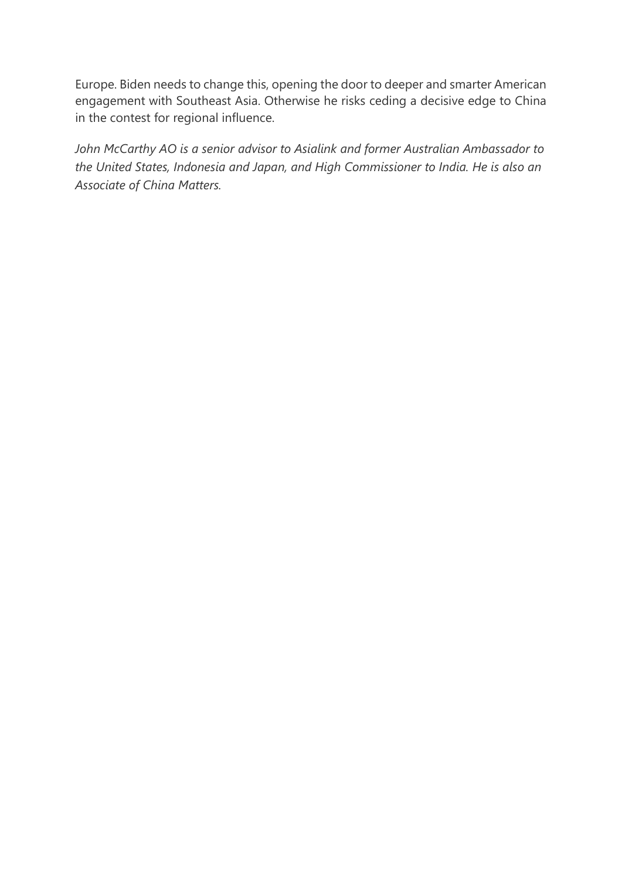Europe. Biden needs to change this, opening the door to deeper and smarter American engagement with Southeast Asia. Otherwise he risks ceding a decisive edge to China in the contest for regional influence.

*John McCarthy AO is a senior advisor to Asialink and former Australian Ambassador to the United States, Indonesia and Japan, and High Commissioner to India. He is also an Associate of China Matters.*